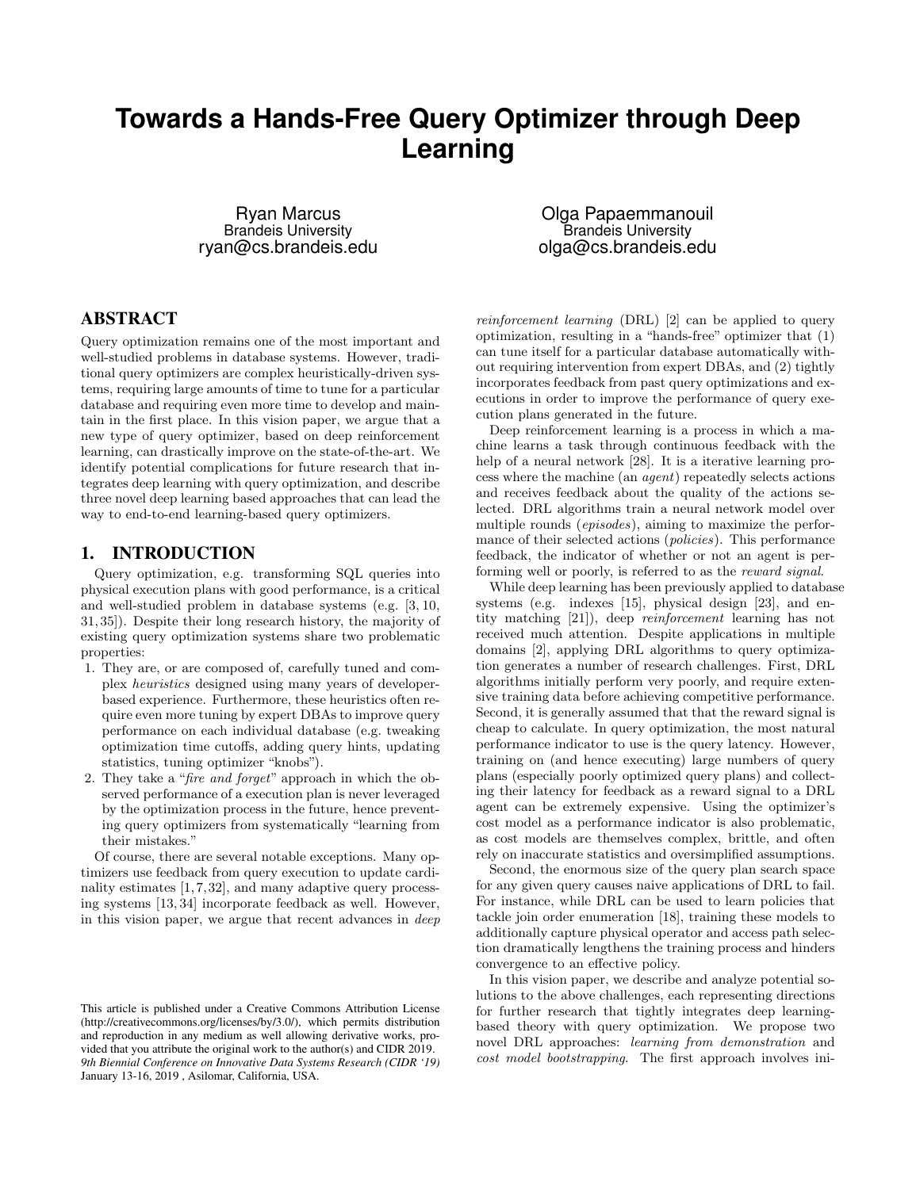# Towards a Hands-Free Query Optimizer through Deep Learning

Ryan Marcus
Brandeis University
ryan@cs.brandeis.edu

Olga Papaemmanouil
Brandeis University
olga@cs.brandeis.edu

## ABSTRACT

Query optimization remains one of the most important and well-studied problems in database systems. However, traditional query optimizers are complex heuristically-driven systems, requiring large amounts of time to tune for a particular database and requiring even more time to develop and maintain in the first place. In this vision paper, we argue that a new type of query optimizer, based on deep reinforcement learning, can drastically improve on the state-of-the-art. We identify potential complications for future research that integrates deep learning with query optimization, and describe three novel deep learning based approaches that can lead the way to end-to-end learning-based query optimizers.

## 1. INTRODUCTION

Query optimization, e.g. transforming SQL queries into physical execution plans with good performance, is a critical and well-studied problem in database systems (e.g. [3, 10, 31, 35]). Despite their long research history, the majority of existing query optimization systems share two problematic properties:

1. They are, or are composed of, carefully tuned and complex *heuristics* designed using many years of developer-based experience. Furthermore, these heuristics often require even more tuning by expert DBAs to improve query performance on each individual database (e.g. tweaking optimization time cutoffs, adding query hints, updating statistics, tuning optimizer "knobs").
2. They take a "*fire and forget*" approach in which the observed performance of a execution plan is never leveraged by the optimization process in the future, hence preventing query optimizers from systematically "learning from their mistakes."

Of course, there are several notable exceptions. Many optimizers use feedback from query execution to update cardinality estimates [1, 7, 32], and many adaptive query processing systems [13, 34] incorporate feedback as well. However, in this vision paper, we argue that recent advances in *deep reinforcement learning* (DRL) [2] can be applied to query optimization, resulting in a "hands-free" optimizer that (1) can tune itself for a particular database automatically without requiring intervention from expert DBAs, and (2) tightly incorporates feedback from past query optimizations and executions in order to improve the performance of query execution plans generated in the future.

Deep reinforcement learning is a process in which a machine learns a task through continuous feedback with the help of a neural network [28]. It is a iterative learning process where the machine (an *agent*) repeatedly selects actions and receives feedback about the quality of the actions selected. DRL algorithms train a neural network model over multiple rounds (*episodes*), aiming to maximize the performance of their selected actions (*policies*). This performance feedback, the indicator of whether or not an agent is performing well or poorly, is referred to as the *reward signal*.

While deep learning has been previously applied to database systems (e.g. indexes [15], physical design [23], and entity matching [21]), deep *reinforcement* learning has not received much attention. Despite applications in multiple domains [2], applying DRL algorithms to query optimization generates a number of research challenges. First, DRL algorithms initially perform very poorly, and require extensive training data before achieving competitive performance. Second, it is generally assumed that that the reward signal is cheap to calculate. In query optimization, the most natural performance indicator to use is the query latency. However, training on (and hence executing) large numbers of query plans (especially poorly optimized query plans) and collecting their latency for feedback as a reward signal to a DRL agent can be extremely expensive. Using the optimizer's cost model as a performance indicator is also problematic, as cost models are themselves complex, brittle, and often rely on inaccurate statistics and oversimplified assumptions.

Second, the enormous size of the query plan search space for any given query causes naive applications of DRL to fail. For instance, while DRL can be used to learn policies that tackle join order enumeration [18], training these models to additionally capture physical operator and access path selection dramatically lengthens the training process and hinders convergence to an effective policy.

In this vision paper, we describe and analyze potential solutions to the above challenges, each representing directions for further research that tightly integrates deep learning-based theory with query optimization. We propose two novel DRL approaches: *learning from demonstration* and *cost model bootstrapping*. The first approach involves ini-

This article is published under a Creative Commons Attribution License (http://creativecommons.org/licenses/by/3.0/), which permits distribution and reproduction in any medium as well allowing derivative works, provided that you attribute the original work to the author(s) and CIDR 2019.
*9th Biennial Conference on Innovative Data Systems Research (CIDR '19)* January 13-16, 2019 , Asilomar, California, USA.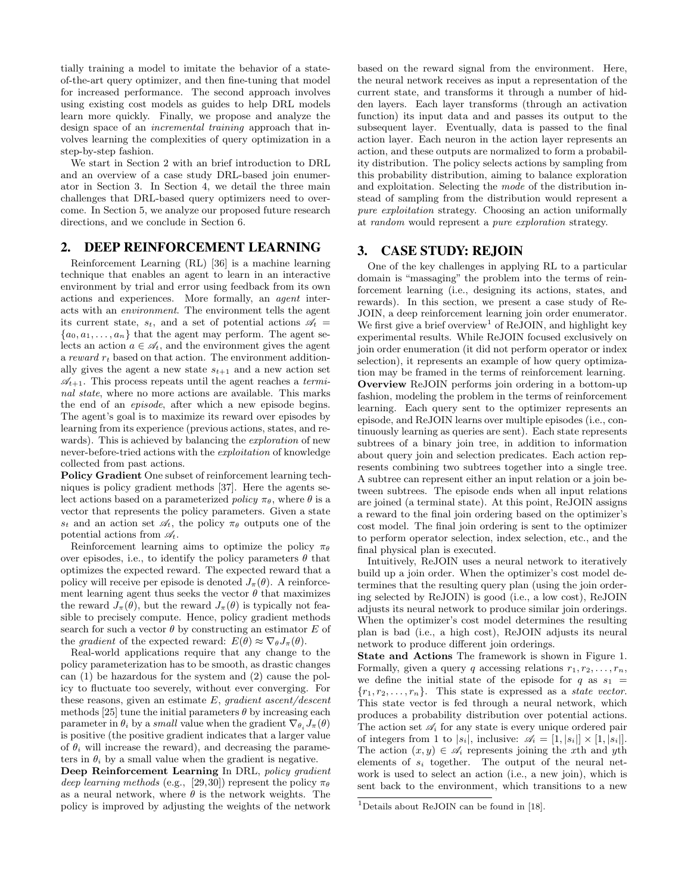tially training a model to imitate the behavior of a state-of-the-art query optimizer, and then fine-tuning that model for increased performance. The second approach involves using existing cost models as guides to help DRL models learn more quickly. Finally, we propose and analyze the design space of an *incremental training* approach that involves learning the complexities of query optimization in a step-by-step fashion.

We start in Section 2 with an brief introduction to DRL and an overview of a case study DRL-based join enumerator in Section 3. In Section 4, we detail the three main challenges that DRL-based query optimizers need to overcome. In Section 5, we analyze our proposed future research directions, and we conclude in Section 6.

## 2. DEEP REINFORCEMENT LEARNING

Reinforcement Learning (RL) [36] is a machine learning technique that enables an agent to learn in an interactive environment by trial and error using feedback from its own actions and experiences. More formally, an *agent* interacts with an *environment*. The environment tells the agent its current state, $s_t$, and a set of potential actions $\mathscr{A}_t = \{a_0, a_1, \dots, a_n\}$ that the agent may perform. The agent selects an action $a \in \mathscr{A}_t$, and the environment gives the agent a *reward* $r_t$ based on that action. The environment additionally gives the agent a new state $s_{t+1}$ and a new action set $\mathscr{A}_{t+1}$. This process repeats until the agent reaches a *terminal state*, where no more actions are available. This marks the end of an *episode*, after which a new episode begins. The agent's goal is to maximize its reward over episodes by learning from its experience (previous actions, states, and rewards). This is achieved by balancing the *exploration* of new never-before-tried actions with the *exploitation* of knowledge collected from past actions.

**Policy Gradient** One subset of reinforcement learning techniques is policy gradient methods [37]. Here the agents select actions based on a parameterized *policy* $\pi_\theta$, where $\theta$ is a vector that represents the policy parameters. Given a state $s_t$ and an action set $\mathscr{A}_t$, the policy $\pi_\theta$ outputs one of the potential actions from $\mathscr{A}_t$.

Reinforcement learning aims to optimize the policy $\pi_\theta$ over episodes, i.e., to identify the policy parameters $\theta$ that optimizes the expected reward. The expected reward that a policy will receive per episode is denoted $J_\pi(\theta)$. A reinforcement learning agent thus seeks the vector $\theta$ that maximizes the reward $J_\pi(\theta)$, but the reward $J_\pi(\theta)$ is typically not feasible to precisely compute. Hence, policy gradient methods search for such a vector $\theta$ by constructing an estimator $E$ of the *gradient* of the expected reward: $E(\theta) \approx \nabla_\theta J_\pi(\theta)$.

Real-world applications require that any change to the policy parameterization has to be smooth, as drastic changes can (1) be hazardous for the system and (2) cause the policy to fluctuate too severely, without ever converging. For these reasons, given an estimate $E$, *gradient ascent/descent* methods [25] tune the initial parameters $\theta$ by increasing each parameter in $\theta_i$ by a *small* value when the gradient $\nabla_{\theta_i} J_\pi(\theta)$ is positive (the positive gradient indicates that a larger value of $\theta_i$ will increase the reward), and decreasing the parameters in $\theta_i$ by a small value when the gradient is negative.

**Deep Reinforcement Learning** In DRL, *policy gradient deep learning methods* (e.g., [29,30]) represent the policy $\pi_\theta$ as a neural network, where $\theta$ is the network weights. The policy is improved by adjusting the weights of the network based on the reward signal from the environment. Here, the neural network receives as input a representation of the current state, and transforms it through a number of hidden layers. Each layer transforms (through an activation function) its input data and and passes its output to the subsequent layer. Eventually, data is passed to the final action layer. Each neuron in the action layer represents an action, and these outputs are normalized to form a probability distribution. The policy selects actions by sampling from this probability distribution, aiming to balance exploration and exploitation. Selecting the *mode* of the distribution instead of sampling from the distribution would represent a *pure exploitation* strategy. Choosing an action uniformally at *random* would represent a *pure exploration* strategy.

## 3. CASE STUDY: REJOIN

One of the key challenges in applying RL to a particular domain is "massaging" the problem into the terms of reinforcement learning (i.e., designing its actions, states, and rewards). In this section, we present a case study of ReJOIN, a deep reinforcement learning join order enumerator. We first give a brief overview[1] of ReJOIN, and highlight key experimental results. While ReJOIN focused exclusively on join order enumeration (it did not perform operator or index selection), it represents an example of how query optimization may be framed in the terms of reinforcement learning.

**Overview** ReJOIN performs join ordering in a bottom-up fashion, modeling the problem in the terms of reinforcement learning. Each query sent to the optimizer represents an episode, and ReJOIN learns over multiple episodes (i.e., continuously learning as queries are sent). Each state represents subtrees of a binary join tree, in addition to information about query join and selection predicates. Each action represents combining two subtrees together into a single tree. A subtree can represent either an input relation or a join between subtrees. The episode ends when all input relations are joined (a terminal state). At this point, ReJOIN assigns a reward to the final join ordering based on the optimizer's cost model. The final join ordering is sent to the optimizer to perform operator selection, index selection, etc., and the final physical plan is executed.

Intuitively, ReJOIN uses a neural network to iteratively build up a join order. When the optimizer's cost model determines that the resulting query plan (using the join ordering selected by ReJOIN) is good (i.e., a low cost), ReJOIN adjusts its neural network to produce similar join orderings. When the optimizer's cost model determines the resulting plan is bad (i.e., a high cost), ReJOIN adjusts its neural network to produce different join orderings.

**State and Actions** The framework is shown in Figure 1. Formally, given a query $q$ accessing relations $r_1, r_2, \dots, r_n$, we define the initial state of the episode for $q$ as $s_1 = \{r_1, r_2, \dots, r_n\}$. This state is expressed as a *state vector*. This state vector is fed through a neural network, which produces a probability distribution over potential actions. The action set $\mathscr{A}_i$ for any state is every unique ordered pair of integers from 1 to $|s_i|$, inclusive: $\mathscr{A}_i = [1, |s_i|] \times [1, |s_i|]$. The action $(x, y) \in \mathscr{A}_i$ represents joining the $x$th and $y$th elements of $s_i$ together. The output of the neural network is used to select an action (i.e., a new join), which is sent back to the environment, which transitions to a new

[1] Details about ReJOIN can be found in [18].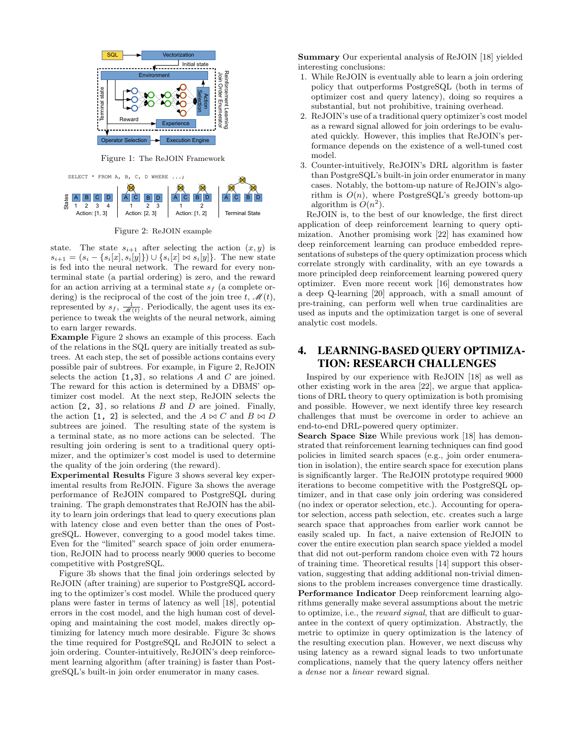Figure 1: The ReJOIN Framework

Figure 2: ReJOIN example

state. The state $s_{i+1}$ after selecting the action $(x, y)$ is $s_{i+1} = (s_i - \{s_i[x], s_i[y]\}) \cup \{s_i[x] \bowtie s_i[y]\}$. The new state is fed into the neural network. The reward for every non-terminal state (a partial ordering) is zero, and the reward for an action arriving at a terminal state $s_f$ (a complete ordering) is the reciprocal of the cost of the join tree $t$, $\mathscr{M}(t)$, represented by $s_f$, $\frac{1}{\mathscr{M}(t)}$. Periodically, the agent uses its experience to tweak the weights of the neural network, aiming to earn larger rewards.

**Example** Figure 2 shows an example of this process. Each of the relations in the SQL query are initially treated as subtrees. At each step, the set of possible actions contains every possible pair of subtrees. For example, in Figure 2, ReJOIN selects the action `[1,3]`, so relations $A$ and $C$ are joined. The reward for this action is determined by a DBMS' optimizer cost model. At the next step, ReJOIN selects the action `[2, 3]`, so relations $B$ and $D$ are joined. Finally, the action `[1, 2]` is selected, and the $A \bowtie C$ and $B \bowtie D$ subtrees are joined. The resulting state of the system is a terminal state, as no more actions can be selected. The resulting join ordering is sent to a traditional query optimizer, and the optimizer's cost model is used to determine the quality of the join ordering (the reward).

**Experimental Results** Figure 3 shows several key experimental results from ReJOIN. Figure 3a shows the average performance of ReJOIN compared to PostgreSQL during training. The graph demonstrates that ReJOIN has the ability to learn join orderings that lead to query executions plan with latency close and even better than the ones of PostgreSQL. However, converging to a good model takes time. Even for the "limited" search space of join order enumeration, ReJOIN had to process nearly 9000 queries to become competitive with PostgreSQL.

Figure 3b shows that the final join orderings selected by ReJOIN (after training) are superior to PostgreSQL according to the optimizer's cost model. While the produced query plans were faster in terms of latency as well [18], potential errors in the cost model, and the high human cost of developing and maintaining the cost model, makes directly optimizing for latency much more desirable. Figure 3c shows the time required for PostgreSQL and ReJOIN to select a join ordering. Counter-intuitively, ReJOIN's deep reinforcement learning algorithm (after training) is faster than PostgreSQL's built-in join order enumerator in many cases.

**Summary** Our experiental analysis of ReJOIN [18] yielded interesting conclusions:

1. While ReJOIN is eventually able to learn a join ordering policy that outperforms PostgreSQL (both in terms of optimizer cost and query latency), doing so requires a substantial, but not prohibitive, training overhead.
2. ReJOIN's use of a traditional query optimizer's cost model as a reward signal allowed for join orderings to be evaluated quickly. However, this implies that ReJOIN's performance depends on the existence of a well-tuned cost model.
3. Counter-intuitively, ReJOIN's DRL algorithm is faster than PostgreSQL's built-in join order enumerator in many cases. Notably, the bottom-up nature of ReJOIN's algorithm is $O(n)$, where PostgreSQL's greedy bottom-up algorithm is $O(n^2)$.

ReJOIN is, to the best of our knowledge, the first direct application of deep reinforcement learning to query optimization. Another promising work [22] has examined how deep reinforcement learning can produce embedded representations of substeps of the query optimization process which correlate strongly with cardinality, with an eye towards a more principled deep reinforcement learning powered query optimizer. Even more recent work [16] demonstrates how a deep Q-learning [20] approach, with a small amount of pre-training, can perform well when true cardinalities are used as inputs and the optimization target is one of several analytic cost models.

# 4. LEARNING-BASED QUERY OPTIMIZATION: RESEARCH CHALLENGES

Inspired by our experience with ReJOIN [18] as well as other existing work in the area [22], we argue that applications of DRL theory to query optimization is both promising and possible. However, we next identify three key research challenges that must be overcome in order to achieve an end-to-end DRL-powered query optimizer.

**Search Space Size** While previous work [18] has demonstrated that reinforcement learning techniques can find good policies in limited search spaces (e.g., join order enumeration in isolation), the entire search space for execution plans is significantly larger. The ReJOIN prototype required 9000 iterations to become competitive with the PostgreSQL optimizer, and in that case only join ordering was considered (no index or operator selection, etc.). Accounting for operator selection, access path selection, etc. creates such a large search space that approaches from earlier work cannot be easily scaled up. In fact, a naive extension of ReJOIN to cover the entire execution plan search space yielded a model that did not out-perform random choice even with 72 hours of training time. Theoretical results [14] support this observation, suggesting that adding additional non-trivial dimensions to the problem increases convergence time drastically.

**Performance Indicator** Deep reinforcment learning algorithms generally make several assumptions about the metric to optimize, i.e., the *reward signal*, that are difficult to guarantee in the context of query optimization. Abstractly, the metric to optimize in query optimization is the latency of the resulting execution plan. However, we next discuss why using latency as a reward signal leads to two unfortunate complications, namely that the query latency offers neither a *dense* nor a *linear* reward signal.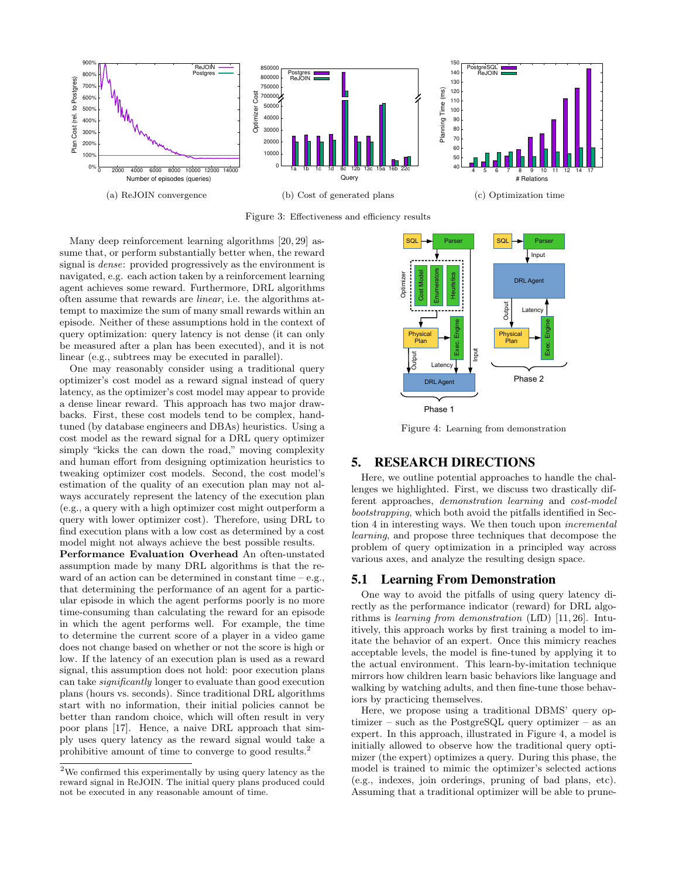(a) ReJOIN convergence

(b) Cost of generated plans

(c) Optimization time

Figure 3: Effectiveness and efficiency results

Many deep reinforcement learning algorithms [20, 29] assume that, or perform substantially better when, the reward signal is *dense*: provided progressively as the environment is navigated, e.g. each action taken by a reinforcement learning agent achieves some reward. Furthermore, DRL algorithms often assume that rewards are *linear*, i.e. the algorithms attempt to maximize the sum of many small rewards within an episode. Neither of these assumptions hold in the context of query optimization: query latency is not dense (it can only be measured after a plan has been executed), and it is not linear (e.g., subtrees may be executed in parallel).

One may reasonably consider using a traditional query optimizer's cost model as a reward signal instead of query latency, as the optimizer's cost model may appear to provide a dense linear reward. This approach has two major drawbacks. First, these cost models tend to be complex, hand-tuned (by database engineers and DBAs) heuristics. Using a cost model as the reward signal for a DRL query optimizer simply "kicks the can down the road," moving complexity and human effort from designing optimization heuristics to tweaking optimizer cost models. Second, the cost model's estimation of the quality of an execution plan may not always accurately represent the latency of the execution plan (e.g., a query with a high optimizer cost might outperform a query with lower optimizer cost). Therefore, using DRL to find execution plans with a low cost as determined by a cost model might not always achieve the best possible results.

**Performance Evaluation Overhead** An often-unstated assumption made by many DRL algorithms is that the reward of an action can be determined in constant time – e.g., that determining the performance of an agent for a particular episode in which the agent performs poorly is no more time-consuming than calculating the reward for an episode in which the agent performs well. For example, the time to determine the current score of a player in a video game does not change based on whether or not the score is high or low. If the latency of an execution plan is used as a reward signal, this assumption does not hold: poor execution plans can take *significantly* longer to evaluate than good execution plans (hours vs. seconds). Since traditional DRL algorithms start with no information, their initial policies cannot be better than random choice, which will often result in very poor plans [17]. Hence, a naive DRL approach that simply uses query latency as the reward signal would take a prohibitive amount of time to converge to good results.[2]

[2]We confirmed this experimentally by using query latency as the reward signal in ReJOIN. The initial query plans produced could not be executed in any reasonable amount of time.

Figure 4: Learning from demonstration

# 5. RESEARCH DIRECTIONS

Here, we outline potential approaches to handle the challenges we highlighted. First, we discuss two drastically different approaches, *demonstration learning* and *cost-model bootstrapping*, which both avoid the pitfalls identified in Section 4 in interesting ways. We then touch upon *incremental learning*, and propose three techniques that decompose the problem of query optimization in a principled way across various axes, and analyze the resulting design space.

## 5.1 Learning From Demonstration

One way to avoid the pitfalls of using query latency directly as the performance indicator (reward) for DRL algorithms is *learning from demonstration* (LfD) [11, 26]. Intuitively, this approach works by first training a model to imitate the behavior of an expert. Once this mimicry reaches acceptable levels, the model is fine-tuned by applying it to the actual environment. This learn-by-imitation technique mirrors how children learn basic behaviors like language and walking by watching adults, and then fine-tune those behaviors by practicing themselves.

Here, we propose using a traditional DBMS' query optimizer – such as the PostgreSQL query optimizer – as an expert. In this approach, illustrated in Figure 4, a model is initially allowed to observe how the traditional query optimizer (the expert) optimizes a query. During this phase, the model is trained to mimic the optimizer's selected actions (e.g., indexes, join orderings, pruning of bad plans, etc). Assuming that a traditional optimizer will be able to prune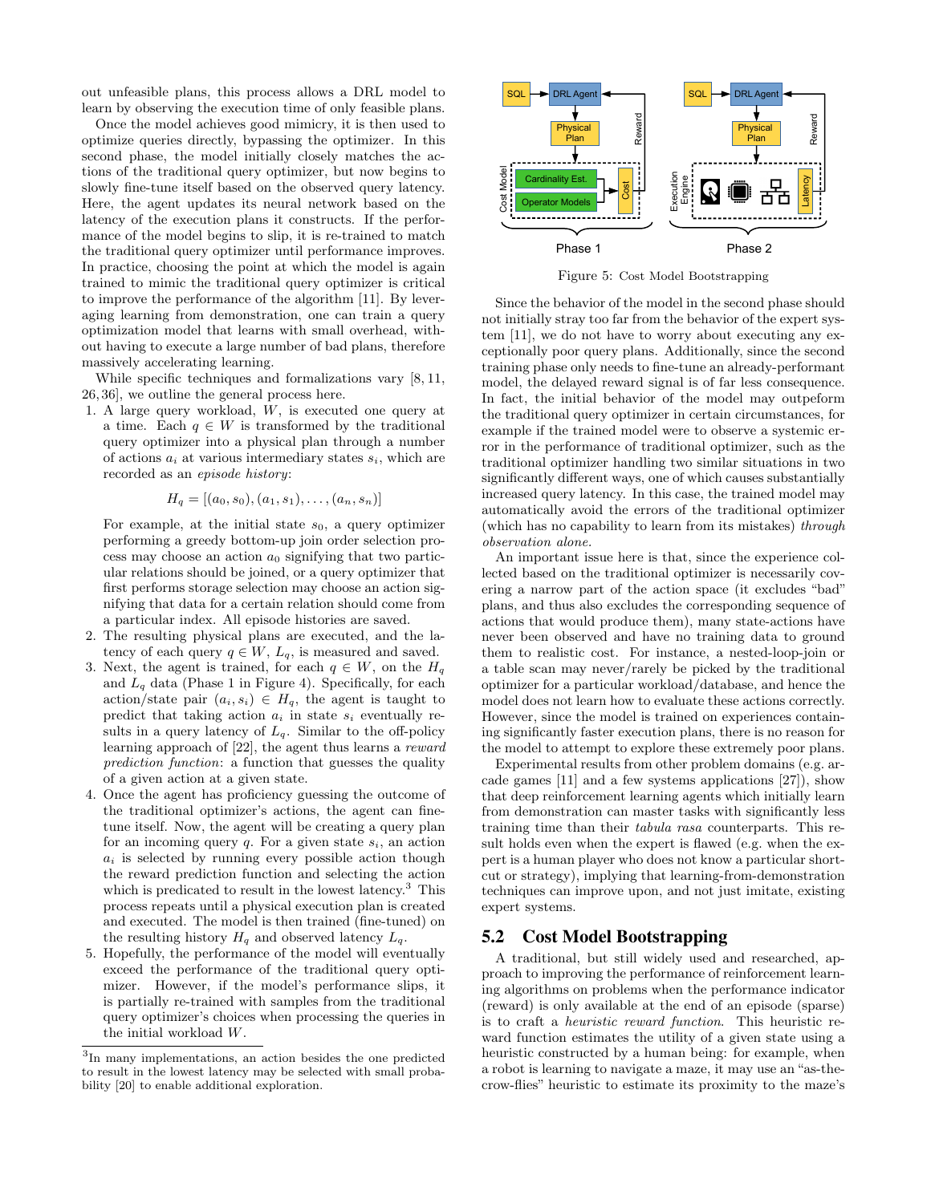out unfeasible plans, this process allows a DRL model to learn by observing the execution time of only feasible plans.

Once the model achieves good mimicry, it is then used to optimize queries directly, bypassing the optimizer. In this second phase, the model initially closely matches the actions of the traditional query optimizer, but now begins to slowly fine-tune itself based on the observed query latency. Here, the agent updates its neural network based on the latency of the execution plans it constructs. If the performance of the model begins to slip, it is re-trained to match the traditional query optimizer until performance improves. In practice, choosing the point at which the model is again trained to mimic the traditional query optimizer is critical to improve the performance of the algorithm [11]. By leveraging learning from demonstration, one can train a query optimization model that learns with small overhead, without having to execute a large number of bad plans, therefore massively accelerating learning.

While specific techniques and formalizations vary [8, 11, 26, 36], we outline the general process here.

1. A large query workload, $W$, is executed one query at a time. Each $q \in W$ is transformed by the traditional query optimizer into a physical plan through a number of actions $a_i$ at various intermediary states $s_i$, which are recorded as an *episode history*:
$$H_q = [(a_0, s_0), (a_1, s_1), \dots, (a_n, s_n)]$$
For example, at the initial state $s_0$, a query optimizer performing a greedy bottom-up join order selection process may choose an action $a_0$ signifying that two particular relations should be joined, or a query optimizer that first performs storage selection may choose an action signifying that data for a certain relation should come from a particular index. All episode histories are saved.
2. The resulting physical plans are executed, and the latency of each query $q \in W$, $L_q$, is measured and saved.
3. Next, the agent is trained, for each $q \in W$, on the $H_q$ and $L_q$ data (Phase 1 in Figure 4). Specifically, for each action/state pair $(a_i, s_i) \in H_q$, the agent is taught to predict that taking action $a_i$ in state $s_i$ eventually results in a query latency of $L_q$. Similar to the off-policy learning approach of [22], the agent thus learns a *reward prediction function*: a function that guesses the quality of a given action at a given state.
4. Once the agent has proficiency guessing the outcome of the traditional optimizer's actions, the agent can fine-tune itself. Now, the agent will be creating a query plan for an incoming query $q$. For a given state $s_i$, an action $a_i$ is selected by running every possible action through the reward prediction function and selecting the action which is predicated to result in the lowest latency.[3] This process repeats until a physical execution plan is created and executed. The model is then trained (fine-tuned) on the resulting history $H_q$ and observed latency $L_q$.
5. Hopefully, the performance of the model will eventually exceed the performance of the traditional query optimizer. However, if the model's performance slips, it is partially re-trained with samples from the traditional query optimizer's choices when processing the queries in the initial workload $W$.

[3]In many implementations, an action besides the one predicted to result in the lowest latency may be selected with small probability [20] to enable additional exploration.

Figure 5: Cost Model Bootstrapping

Since the behavior of the model in the second phase should not initially stray too far from the behavior of the expert system [11], we do not have to worry about executing any exceptionally poor query plans. Additionally, since the second training phase only needs to fine-tune an already-performant model, the delayed reward signal is of far less consequence. In fact, the initial behavior of the model may outpeform the traditional query optimizer in certain circumstances, for example if the trained model were to observe a systemic error in the performance of traditional optimizer, such as the traditional optimizer handling two similar situations in two significantly different ways, one of which causes substantially increased query latency. In this case, the trained model may automatically avoid the errors of the traditional optimizer (which has no capability to learn from its mistakes) *through observation alone.*

An important issue here is that, since the experience collected based on the traditional optimizer is necessarily covering a narrow part of the action space (it excludes "bad" plans, and thus also excludes the corresponding sequence of actions that would produce them), many state-actions have never been observed and have no training data to ground them to realistic cost. For instance, a nested-loop-join or a table scan may never/rarely be picked by the traditional optimizer for a particular workload/database, and hence the model does not learn how to evaluate these actions correctly. However, since the model is trained on experiences containing significantly faster execution plans, there is no reason for the model to attempt to explore these extremely poor plans.

Experimental results from other problem domains (e.g. arcade games [11] and a few systems applications [27]), show that deep reinforcement learning agents which initially learn from demonstration can master tasks with significantly less training time than their *tabula rasa* counterparts. This result holds even when the expert is flawed (e.g. when the expert is a human player who does not know a particular shortcut or strategy), implying that learning-from-demonstration techniques can improve upon, and not just imitate, existing expert systems.

## 5.2 Cost Model Bootstrapping

A traditional, but still widely used and researched, approach to improving the performance of reinforcement learning algorithms on problems when the performance indicator (reward) is only available at the end of an episode (sparse) is to craft a *heuristic reward function*. This heuristic reward function estimates the utility of a given state using a heuristic constructed by a human being: for example, when a robot is learning to navigate a maze, it may use an "as-the-crow-flies" heuristic to estimate its proximity to the maze's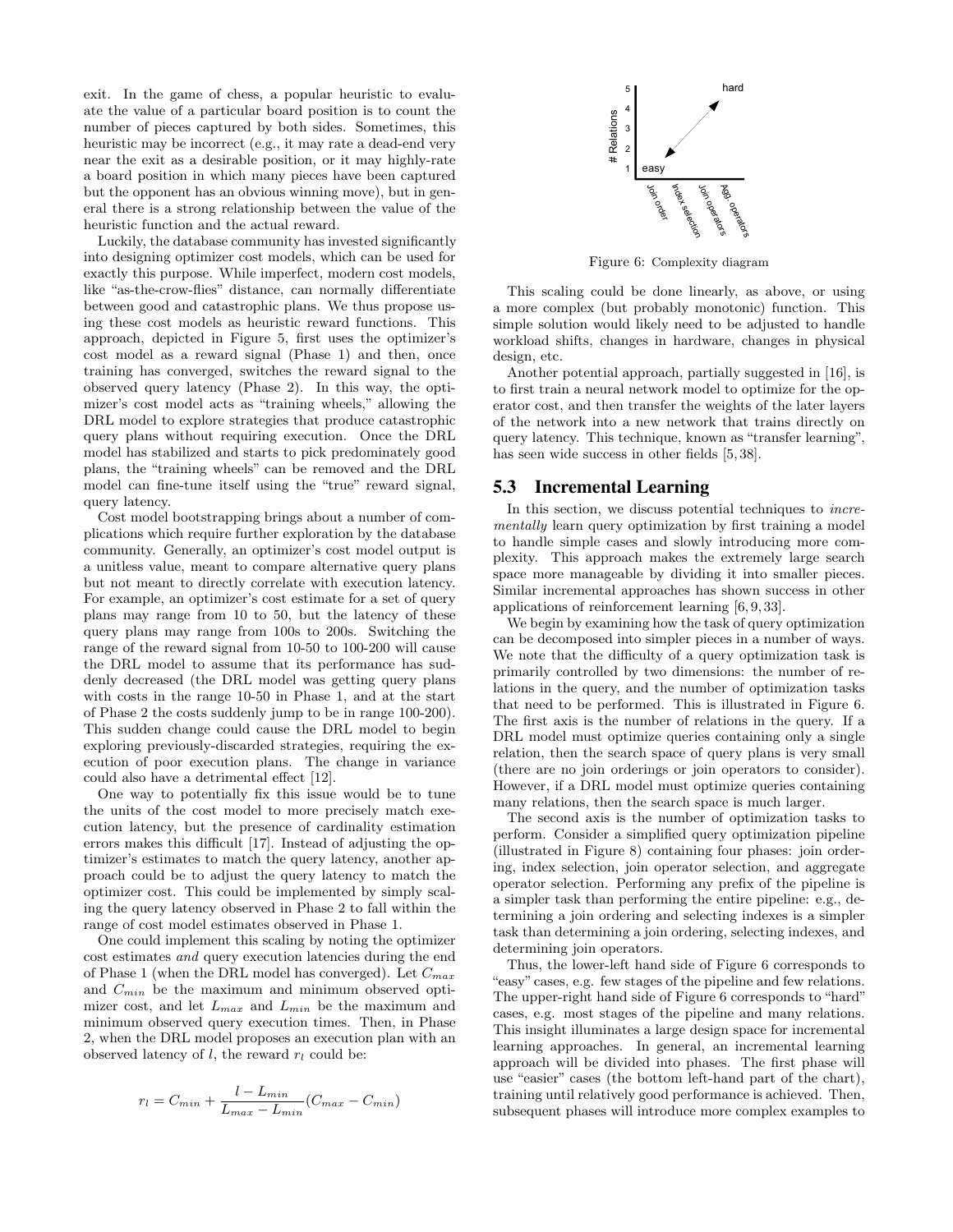exit. In the game of chess, a popular heuristic to evaluate the value of a particular board position is to count the number of pieces captured by both sides. Sometimes, this heuristic may be incorrect (e.g., it may rate a dead-end very near the exit as a desirable position, or it may highly-rate a board position in which many pieces have been captured but the opponent has an obvious winning move), but in general there is a strong relationship between the value of the heuristic function and the actual reward.

Luckily, the database community has invested significantly into designing optimizer cost models, which can be used for exactly this purpose. While imperfect, modern cost models, like "as-the-crow-flies" distance, can normally differentiate between good and catastrophic plans. We thus propose using these cost models as heuristic reward functions. This approach, depicted in Figure 5, first uses the optimizer's cost model as a reward signal (Phase 1) and then, once training has converged, switches the reward signal to the observed query latency (Phase 2). In this way, the optimizer's cost model acts as "training wheels," allowing the DRL model to explore strategies that produce catastrophic query plans without requiring execution. Once the DRL model has stabilized and starts to pick predominately good plans, the "training wheels" can be removed and the DRL model can fine-tune itself using the "true" reward signal, query latency.

Cost model bootstrapping brings about a number of complications which require further exploration by the database community. Generally, an optimizer's cost model output is a unitless value, meant to compare alternative query plans but not meant to directly correlate with execution latency. For example, an optimizer's cost estimate for a set of query plans may range from 10 to 50, but the latency of these query plans may range from 100s to 200s. Switching the range of the reward signal from 10-50 to 100-200 will cause the DRL model to assume that its performance has suddenly decreased (the DRL model was getting query plans with costs in the range 10-50 in Phase 1, and at the start of Phase 2 the costs suddenly jump to be in range 100-200). This sudden change could cause the DRL model to begin exploring previously-discarded strategies, requiring the execution of poor execution plans. The change in variance could also have a detrimental effect [12].

One way to potentially fix this issue would be to tune the units of the cost model to more precisely match execution latency, but the presence of cardinality estimation errors makes this difficult [17]. Instead of adjusting the optimizer's estimates to match the query latency, another approach could be to adjust the query latency to match the optimizer cost. This could be implemented by simply scaling the query latency observed in Phase 2 to fall within the range of cost model estimates observed in Phase 1.

One could implement this scaling by noting the optimizer cost estimates *and* query execution latencies during the end of Phase 1 (when the DRL model has converged). Let $C_{max}$ and $C_{min}$ be the maximum and minimum observed optimizer cost, and let $L_{max}$ and $L_{min}$ be the maximum and minimum observed query execution times. Then, in Phase 2, when the DRL model proposes an execution plan with an observed latency of $l$, the reward $r_l$ could be:

$$r_l = C_{min} + \frac{l - L_{min}}{L_{max} - L_{min}}(C_{max} - C_{min})$$

Figure 6: Complexity diagram

This scaling could be done linearly, as above, or using a more complex (but probably monotonic) function. This simple solution would likely need to be adjusted to handle workload shifts, changes in hardware, changes in physical design, etc.

Another potential approach, partially suggested in [16], is to first train a neural network model to optimize for the operator cost, and then transfer the weights of the later layers of the network into a new network that trains directly on query latency. This technique, known as "transfer learning", has seen wide success in other fields [5, 38].

## 5.3 Incremental Learning

In this section, we discuss potential techniques to *incrementally* learn query optimization by first training a model to handle simple cases and slowly introducing more complexity. This approach makes the extremely large search space more manageable by dividing it into smaller pieces. Similar incremental approaches has shown success in other applications of reinforcement learning [6, 9, 33].

We begin by examining how the task of query optimization can be decomposed into simpler pieces in a number of ways. We note that the difficulty of a query optimization task is primarily controlled by two dimensions: the number of relations in the query, and the number of optimization tasks that need to be performed. This is illustrated in Figure 6. The first axis is the number of relations in the query. If a DRL model must optimize queries containing only a single relation, then the search space of query plans is very small (there are no join orderings or join operators to consider). However, if a DRL model must optimize queries containing many relations, then the search space is much larger.

The second axis is the number of optimization tasks to perform. Consider a simplified query optimization pipeline (illustrated in Figure 8) containing four phases: join ordering, index selection, join operator selection, and aggregate operator selection. Performing any prefix of the pipeline is a simpler task than performing the entire pipeline: e.g., determining a join ordering and selecting indexes is a simpler task than determining a join ordering, selecting indexes, and determining join operators.

Thus, the lower-left hand side of Figure 6 corresponds to "easy" cases, e.g. few stages of the pipeline and few relations. The upper-right hand side of Figure 6 corresponds to "hard" cases, e.g. most stages of the pipeline and many relations. This insight illuminates a large design space for incremental learning approaches. In general, an incremental learning approach will be divided into phases. The first phase will use "easier" cases (the bottom left-hand part of the chart), training until relatively good performance is achieved. Then, subsequent phases will introduce more complex examples to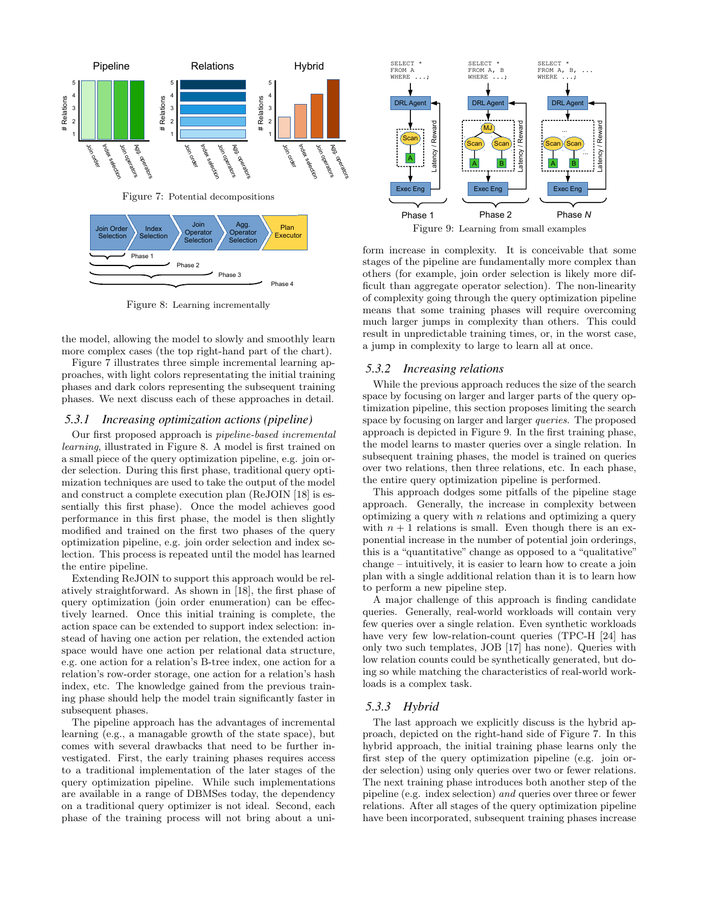Figure 7: Potential decompositions

Figure 8: Learning incrementally

the model, allowing the model to slowly and smoothly learn more complex cases (the top right-hand part of the chart).

Figure 7 illustrates three simple incremental learning approaches, with light colors representating the initial training phases and dark colors representing the subsequent training phases. We next discuss each of these approaches in detail.

### 5.3.1 Increasing optimization actions (pipeline)

Our first proposed approach is *pipeline-based incremental learning*, illustrated in Figure 8. A model is first trained on a small piece of the query optimization pipeline, e.g. join order selection. During this first phase, traditional query optimization techniques are used to take the output of the model and construct a complete execution plan (ReJOIN [18] is essentially this first phase). Once the model achieves good performance in this first phase, the model is then slightly modified and trained on the first two phases of the query optimization pipeline, e.g. join order selection and index selection. This process is repeated until the model has learned the entire pipeline.

Extending ReJOIN to support this approach would be relatively straightforward. As shown in [18], the first phase of query optimization (join order enumeration) can be effectively learned. Once this initial training is complete, the action space can be extended to support index selection: instead of having one action per relation, the extended action space would have one action per relational data structure, e.g. one action for a relation's B-tree index, one action for a relation's row-order storage, one action for a relation's hash index, etc. The knowledge gained from the previous training phase should help the model train significantly faster in subsequent phases.

The pipeline approach has the advantages of incremental learning (e.g., a managable growth of the state space), but comes with several drawbacks that need to be further investigated. First, the early training phases requires access to a traditional implementation of the later stages of the query optimization pipeline. While such implementations are available in a range of DBMSes today, the dependency on a traditional query optimizer is not ideal. Second, each phase of the training process will not bring about a uniform increase in complexity. It is conceivable that some stages of the pipeline are fundamentally more complex than others (for example, join order selection is likely more difficult than aggregate operator selection). The non-linearity of complexity going through the query optimization pipeline means that some training phases will require overcoming much larger jumps in complexity than others. This could result in unpredictable training times, or, in the worst case, a jump in complexity to large to learn all at once.

Figure 9: Learning from small examples

### 5.3.2 Increasing relations

While the previous approach reduces the size of the search space by focusing on larger and larger parts of the query optimization pipeline, this section proposes limiting the search space by focusing on larger and larger *queries*. The proposed approach is depicted in Figure 9. In the first training phase, the model learns to master queries over a single relation. In subsequent training phases, the model is trained on queries over two relations, then three relations, etc. In each phase, the entire query optimization pipeline is performed.

This approach dodges some pitfalls of the pipeline stage approach. Generally, the increase in complexity between optimizing a query with $n$ relations and optimizing a query with $n + 1$ relations is small. Even though there is an exponential increase in the number of potential join orderings, this is a "quantitative" change as opposed to a "qualitative" change – intuitively, it is easier to learn how to create a join plan with a single additional relation than it is to learn how to perform a new pipeline step.

A major challenge of this approach is finding candidate queries. Generally, real-world workloads will contain very few queries over a single relation. Even synthetic workloads have very few low-relation-count queries (TPC-H [24] has only two such templates, JOB [17] has none). Queries with low relation counts could be synthetically generated, but doing so while matching the characteristics of real-world workloads is a complex task.

### 5.3.3 Hybrid

The last approach we explicitly discuss is the hybrid approach, depicted on the right-hand side of Figure 7. In this hybrid approach, the initial training phase learns only the first step of the query optimization pipeline (e.g. join order selection) using only queries over two or fewer relations. The next training phase introduces both another step of the pipeline (e.g. index selection) *and* queries over three or fewer relations. After all stages of the query optimization pipeline have been incorporated, subsequent training phases increase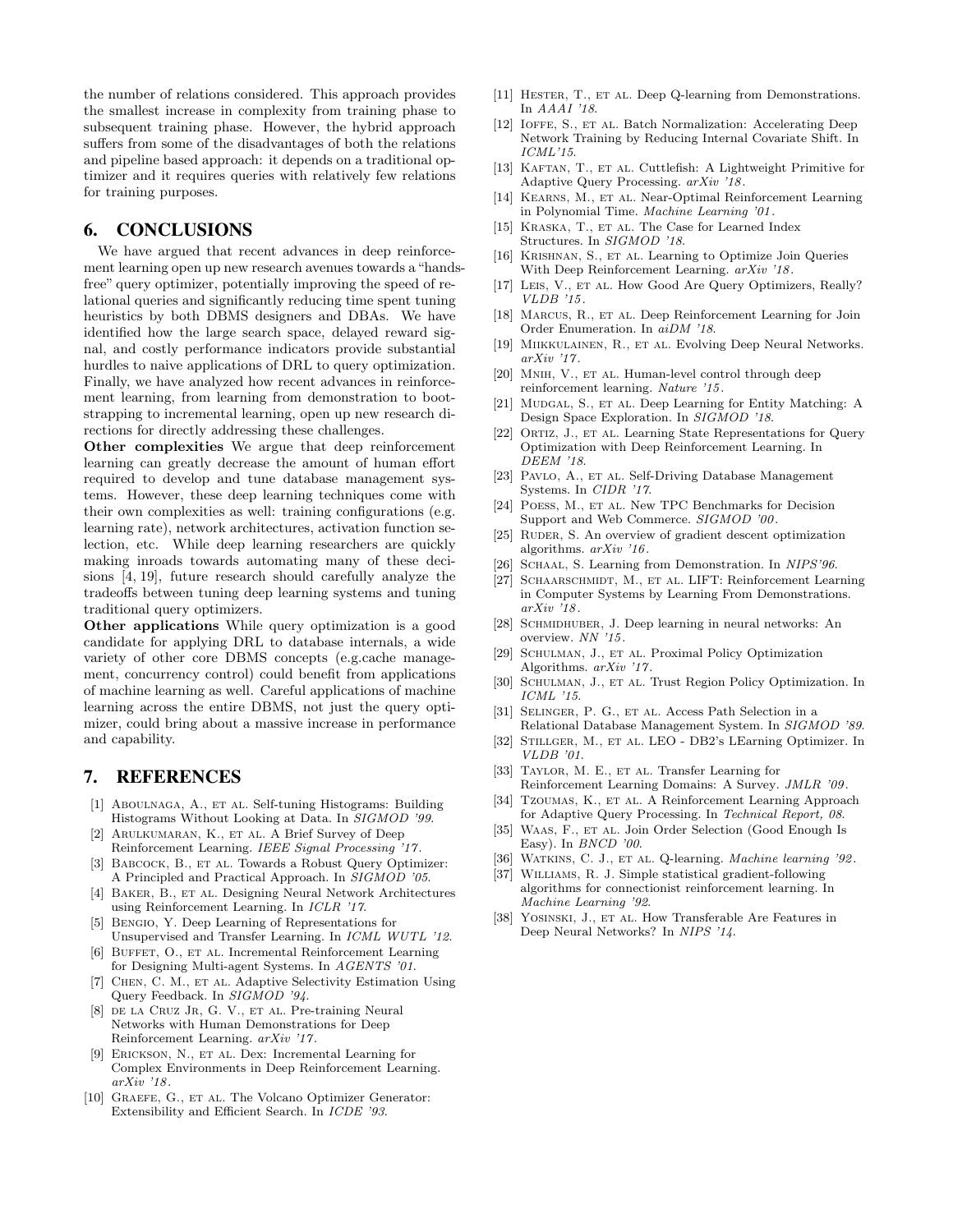the number of relations considered. This approach provides the smallest increase in complexity from training phase to subsequent training phase. However, the hybrid approach suffers from some of the disadvantages of both the relations and pipeline based approach: it depends on a traditional optimizer and it requires queries with relatively few relations for training purposes.

## 6. CONCLUSIONS

We have argued that recent advances in deep reinforcement learning open up new research avenues towards a "hands-free" query optimizer, potentially improving the speed of relational queries and significantly reducing time spent tuning heuristics by both DBMS designers and DBAs. We have identified how the large search space, delayed reward signal, and costly performance indicators provide substantial hurdles to naive applications of DRL to query optimization. Finally, we have analyzed how recent advances in reinforcement learning, from learning from demonstration to bootstrapping to incremental learning, open up new research directions for directly addressing these challenges.

**Other complexities** We argue that deep reinforcement learning can greatly decrease the amount of human effort required to develop and tune database management systems. However, these deep learning techniques come with their own complexities as well: training configurations (e.g. learning rate), network architectures, activation function selection, etc. While deep learning researchers are quickly making inroads towards automating many of these decisions [4, 19], future research should carefully analyze the tradeoffs between tuning deep learning systems and tuning traditional query optimizers.

**Other applications** While query optimization is a good candidate for applying DRL to database internals, a wide variety of other core DBMS concepts (e.g.cache management, concurrency control) could benefit from applications of machine learning as well. Careful applications of machine learning across the entire DBMS, not just the query optimizer, could bring about a massive increase in performance and capability.

## 7. REFERENCES

- [1] Aboulnaga, A., et al. Self-tuning Histograms: Building Histograms Without Looking at Data. In *SIGMOD '99*.
- [2] Arulkumaran, K., et al. A Brief Survey of Deep Reinforcement Learning. *IEEE Signal Processing '17*.
- [3] Babcock, B., et al. Towards a Robust Query Optimizer: A Principled and Practical Approach. In *SIGMOD '05*.
- [4] Baker, B., et al. Designing Neural Network Architectures using Reinforcement Learning. In *ICLR '17*.
- [5] Bengio, Y. Deep Learning of Representations for Unsupervised and Transfer Learning. In *ICML WUTL '12*.
- [6] Buffet, O., et al. Incremental Reinforcement Learning for Designing Multi-agent Systems. In *AGENTS '01*.
- [7] Chen, C. M., et al. Adaptive Selectivity Estimation Using Query Feedback. In *SIGMOD '94*.
- [8] de la Cruz Jr, G. V., et al. Pre-training Neural Networks with Human Demonstrations for Deep Reinforcement Learning. *arXiv '17*.
- [9] Erickson, N., et al. Dex: Incremental Learning for Complex Environments in Deep Reinforcement Learning. *arXiv '18*.
- [10] Graefe, G., et al. The Volcano Optimizer Generator: Extensibility and Efficient Search. In *ICDE '93*.
- [11] Hester, T., et al. Deep Q-learning from Demonstrations. In *AAAI '18*.
- [12] Ioffe, S., et al. Batch Normalization: Accelerating Deep Network Training by Reducing Internal Covariate Shift. In *ICML'15*.
- [13] Kaftan, T., et al. Cuttlefish: A Lightweight Primitive for Adaptive Query Processing. *arXiv '18*.
- [14] Kearns, M., et al. Near-Optimal Reinforcement Learning in Polynomial Time. *Machine Learning '01*.
- [15] Kraska, T., et al. The Case for Learned Index Structures. In *SIGMOD '18*.
- [16] Krishnan, S., et al. Learning to Optimize Join Queries With Deep Reinforcement Learning. *arXiv '18*.
- [17] Leis, V., et al. How Good Are Query Optimizers, Really? *VLDB '15*.
- [18] Marcus, R., et al. Deep Reinforcement Learning for Join Order Enumeration. In *aiDM '18*.
- [19] Miikkulainen, R., et al. Evolving Deep Neural Networks. *arXiv '17*.
- [20] Mnih, V., et al. Human-level control through deep reinforcement learning. *Nature '15*.
- [21] Mudgal, S., et al. Deep Learning for Entity Matching: A Design Space Exploration. In *SIGMOD '18*.
- [22] Ortiz, J., et al. Learning State Representations for Query Optimization with Deep Reinforcement Learning. In *DEEM '18*.
- [23] Pavlo, A., et al. Self-Driving Database Management Systems. In *CIDR '17*.
- [24] Poess, M., et al. New TPC Benchmarks for Decision Support and Web Commerce. *SIGMOD '00*.
- [25] Ruder, S. An overview of gradient descent optimization algorithms. *arXiv '16*.
- [26] Schaal, S. Learning from Demonstration. In *NIPS'96*.
- [27] Schaarschmidt, M., et al. LIFT: Reinforcement Learning in Computer Systems by Learning From Demonstrations. *arXiv '18*.
- [28] Schmidhuber, J. Deep learning in neural networks: An overview. *NN '15*.
- [29] Schulman, J., et al. Proximal Policy Optimization Algorithms. *arXiv '17*.
- [30] Schulman, J., et al. Trust Region Policy Optimization. In *ICML '15*.
- [31] Selinger, P. G., et al. Access Path Selection in a Relational Database Management System. In *SIGMOD '89*.
- [32] Stillger, M., et al. LEO - DB2's LEarning Optimizer. In *VLDB '01*.
- [33] Taylor, M. E., et al. Transfer Learning for Reinforcement Learning Domains: A Survey. *JMLR '09*.
- [34] Tzoumas, K., et al. A Reinforcement Learning Approach for Adaptive Query Processing. In *Technical Report, 08*.
- [35] Waas, F., et al. Join Order Selection (Good Enough Is Easy). In *BNCD '00*.
- [36] Watkins, C. J., et al. Q-learning. *Machine learning '92*.
- [37] Williams, R. J. Simple statistical gradient-following algorithms for connectionist reinforcement learning. In *Machine Learning '92*.
- [38] Yosinski, J., et al. How Transferable Are Features in Deep Neural Networks? In *NIPS '14*.